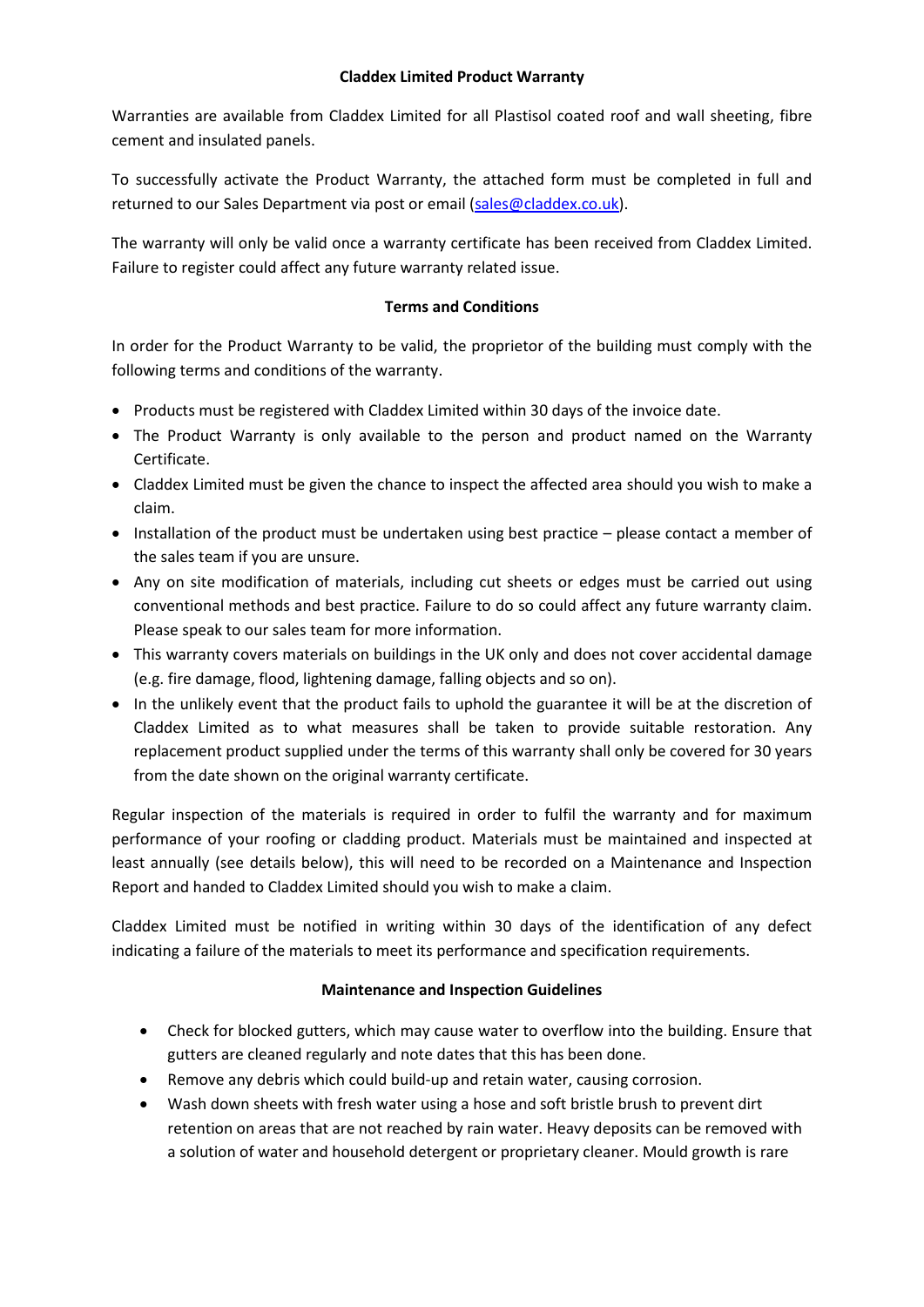# Claddex Limited Product Warranty

Warranties are available from Claddex Limited for all Plastisol coated roof and wall sheeting, fibre cement and insulated panels.

To successfully activate the Product Warranty, the attached form must be completed in full and returned to our Sales Department via post or email (sales@claddex.co.uk).

The warranty will only be valid once a warranty certificate has been received from Claddex Limited. Failure to register could affect any future warranty related issue.

## Terms and Conditions

In order for the Product Warranty to be valid, the proprietor of the building must comply with the following terms and conditions of the warranty.

- Products must be registered with Claddex Limited within 30 days of the invoice date.
- The Product Warranty is only available to the person and product named on the Warranty Certificate.
- Claddex Limited must be given the chance to inspect the affected area should you wish to make a claim.
- Installation of the product must be undertaken using best practice – please contact a member of the sales team if you are unsure.
- Any on site modification of materials, including cut sheets or edges must be carried out using conventional methods and best practice. Failure to do so could affect any future warranty claim. Please speak to our sales team for more information.
- This warranty covers materials on buildings in the UK only and does not cover accidental damage (e.g. fire damage, flood, lightening damage, falling objects and so on).
- In the unlikely event that the product fails to uphold the guarantee it will be at the discretion of Claddex Limited as to what measures shall be taken to provide suitable restoration. Any replacement product supplied under the terms of this warranty shall only be covered for 30 years from the date shown on the original warranty certificate.

Regular inspection of the materials is required in order to fulfil the warranty and for maximum performance of your roofing or cladding product. Materials must be maintained and inspected at least annually (see details below), this will need to be recorded on a Maintenance and Inspection Report and handed to Claddex Limited should you wish to make a claim.

Claddex Limited must be notified in writing within 30 days of the identification of any defect indicating a failure of the materials to meet its performance and specification requirements.

## Maintenance and Inspection Guidelines

- Check for blocked gutters, which may cause water to overflow into the building. Ensure that gutters are cleaned regularly and note dates that this has been done.
- Remove any debris which could build-up and retain water, causing corrosion.
- Wash down sheets with fresh water using a hose and soft bristle brush to prevent dirt retention on areas that are not reached by rain water. Heavy deposits can be removed with a solution of water and household detergent or proprietary cleaner. Mould growth is rare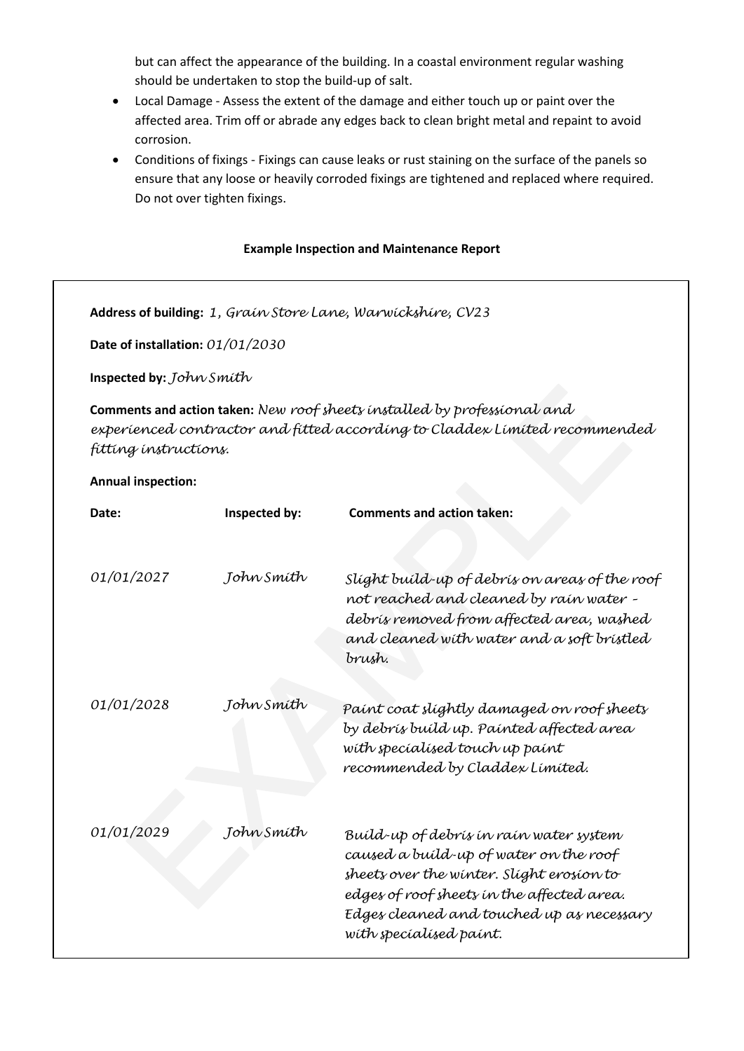but can affect the appearance of the building. In a coastal environment regular washing should be undertaken to stop the build-up of salt.

- Local Damage - Assess the extent of the damage and either touch up or paint over the affected area. Trim off or abrade any edges back to clean bright metal and repaint to avoid corrosion.
- Conditions of fixings - Fixings can cause leaks or rust staining on the surface of the panels so ensure that any loose or heavily corroded fixings are tightened and replaced where required. Do not over tighten fixings.

**Example Inspection and Maintenance Report**

**Address of building:** *1, Grain Store Lane, Warwickshire, CV23*

**Date of installation:** *01/01/2030*

**Inspected by:** *John Smith*

**Comments and action taken:** *New roof sheets installed by professional and experienced contractor and fitted according to Claddex Limited recommended fitting instructions.*

**Annual inspection:**

| Date: | Inspected by: | Comments and action taken: |
|---|---|---|
| *01/01/2027* | *John Smith* | *Slight build-up of debris on areas of the roof not reached and cleaned by rain water - debris removed from affected area, washed and cleaned with water and a soft bristled brush.* |
| *01/01/2028* | *John Smith* | *Paint coat slightly damaged on roof sheets by debris build up. Painted affected area with specialised touch up paint recommended by Claddex Limited.* |
| *01/01/2029* | *John Smith* | *Build-up of debris in rain water system caused a build-up of water on the roof sheets over the winter. Slight erosion to edges of roof sheets in the affected area. Edges cleaned and touched up as necessary with specialised paint.* |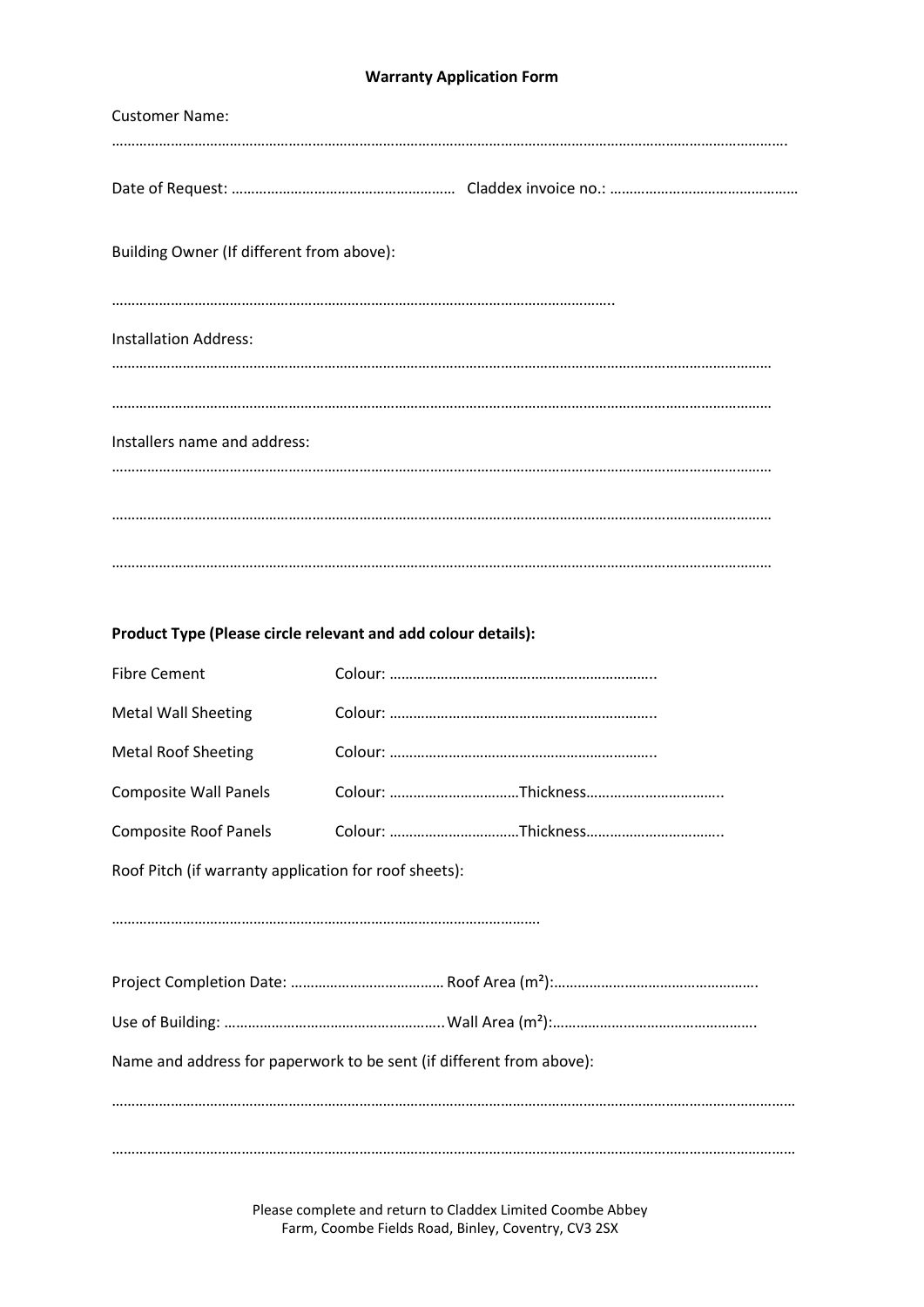**Warranty Application Form**

Customer Name:

……………………………………………………………………………………………………………………………………………………….

Date of Request: ………………………………………………… Claddex invoice no.: …………………………………………

Building Owner (If different from above):

………………………………………………………………………………………………………………..

Installation Address:

………………………………………………………………………………………………………………………………………………

………………………………………………………………………………………………………………………………………………

Installers name and address:

………………………………………………………………………………………………………………………………………………

………………………………………………………………………………………………………………………………………………

………………………………………………………………………………………………………………………………………………

**Product Type (Please circle relevant and add colour details):**

Fibre Cement Colour: …………………………………………………………..

Metal Wall Sheeting Colour: …………………………………………………………..

Metal Roof Sheeting Colour: …………………………………………………………..

Composite Wall Panels Colour: ……………………………Thickness……………………………..

Composite Roof Panels Colour: ……………………………Thickness……………………………..

Roof Pitch (if warranty application for roof sheets):

……………………………………………………………………………………………….

Project Completion Date: ………………………………… Roof Area (m²):…………………………………………….

Use of Building: ……………………………………………….. Wall Area (m²):…………………………………………….

Name and address for paperwork to be sent (if different from above):

……………………………………………………………………………………………………………………………………………………

……………………………………………………………………………………………………………………………………………………

Please complete and return to Claddex Limited Coombe Abbey Farm, Coombe Fields Road, Binley, Coventry, CV3 2SX